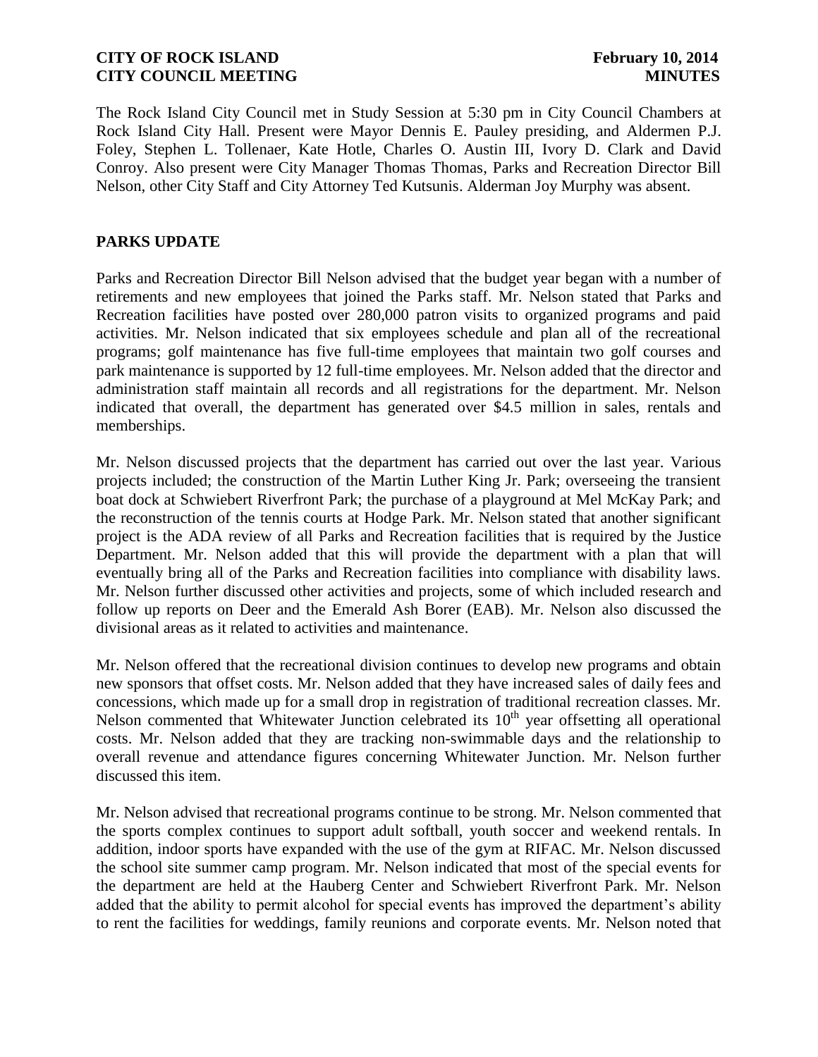The Rock Island City Council met in Study Session at 5:30 pm in City Council Chambers at Rock Island City Hall. Present were Mayor Dennis E. Pauley presiding, and Aldermen P.J. Foley, Stephen L. Tollenaer, Kate Hotle, Charles O. Austin III, Ivory D. Clark and David Conroy. Also present were City Manager Thomas Thomas, Parks and Recreation Director Bill Nelson, other City Staff and City Attorney Ted Kutsunis. Alderman Joy Murphy was absent.

## PARKS UPDATE

Parks and Recreation Director Bill Nelson advised that the budget year began with a number of retirements and new employees that joined the Parks staff. Mr. Nelson stated that Parks and Recreation facilities have posted over 280,000 patron visits to organized programs and paid activities. Mr. Nelson indicated that six employees schedule and plan all of the recreational programs; golf maintenance has five full-time employees that maintain two golf courses and park maintenance is supported by 12 full-time employees. Mr. Nelson added that the director and administration staff maintain all records and all registrations for the department. Mr. Nelson indicated that overall, the department has generated over $4.5 million in sales, rentals and memberships.

Mr. Nelson discussed projects that the department has carried out over the last year. Various projects included; the construction of the Martin Luther King Jr. Park; overseeing the transient boat dock at Schwiebert Riverfront Park; the purchase of a playground at Mel McKay Park; and the reconstruction of the tennis courts at Hodge Park. Mr. Nelson stated that another significant project is the ADA review of all Parks and Recreation facilities that is required by the Justice Department. Mr. Nelson added that this will provide the department with a plan that will eventually bring all of the Parks and Recreation facilities into compliance with disability laws. Mr. Nelson further discussed other activities and projects, some of which included research and follow up reports on Deer and the Emerald Ash Borer (EAB). Mr. Nelson also discussed the divisional areas as it related to activities and maintenance.

Mr. Nelson offered that the recreational division continues to develop new programs and obtain new sponsors that offset costs. Mr. Nelson added that they have increased sales of daily fees and concessions, which made up for a small drop in registration of traditional recreation classes. Mr. Nelson commented that Whitewater Junction celebrated its 10th year offsetting all operational costs. Mr. Nelson added that they are tracking non-swimmable days and the relationship to overall revenue and attendance figures concerning Whitewater Junction. Mr. Nelson further discussed this item.

Mr. Nelson advised that recreational programs continue to be strong. Mr. Nelson commented that the sports complex continues to support adult softball, youth soccer and weekend rentals. In addition, indoor sports have expanded with the use of the gym at RIFAC. Mr. Nelson discussed the school site summer camp program. Mr. Nelson indicated that most of the special events for the department are held at the Hauberg Center and Schwiebert Riverfront Park. Mr. Nelson added that the ability to permit alcohol for special events has improved the department's ability to rent the facilities for weddings, family reunions and corporate events. Mr. Nelson noted that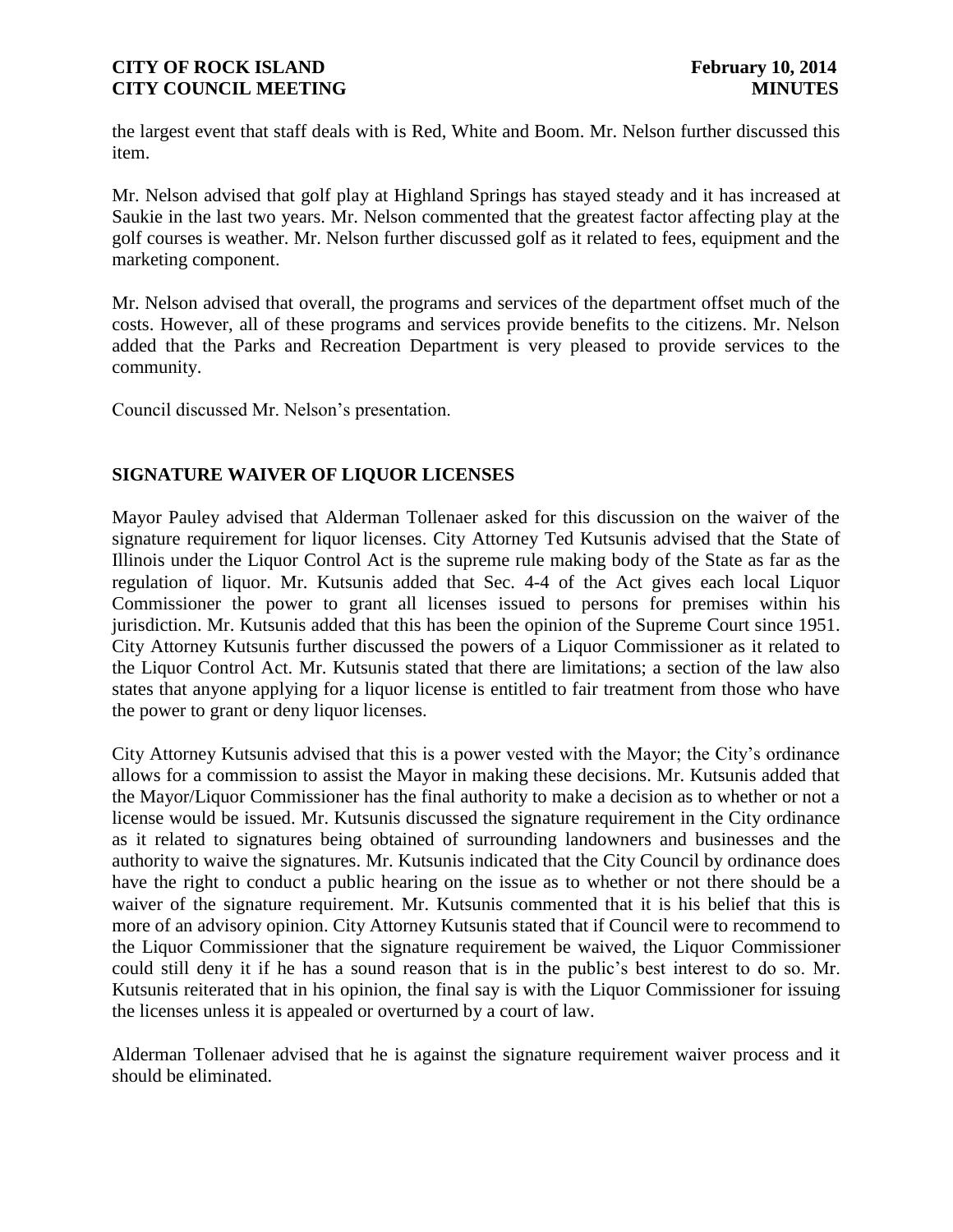the largest event that staff deals with is Red, White and Boom. Mr. Nelson further discussed this item.

Mr. Nelson advised that golf play at Highland Springs has stayed steady and it has increased at Saukie in the last two years. Mr. Nelson commented that the greatest factor affecting play at the golf courses is weather. Mr. Nelson further discussed golf as it related to fees, equipment and the marketing component.

Mr. Nelson advised that overall, the programs and services of the department offset much of the costs. However, all of these programs and services provide benefits to the citizens. Mr. Nelson added that the Parks and Recreation Department is very pleased to provide services to the community.

Council discussed Mr. Nelson's presentation.

## SIGNATURE WAIVER OF LIQUOR LICENSES

Mayor Pauley advised that Alderman Tollenaer asked for this discussion on the waiver of the signature requirement for liquor licenses. City Attorney Ted Kutsunis advised that the State of Illinois under the Liquor Control Act is the supreme rule making body of the State as far as the regulation of liquor. Mr. Kutsunis added that Sec. 4-4 of the Act gives each local Liquor Commissioner the power to grant all licenses issued to persons for premises within his jurisdiction. Mr. Kutsunis added that this has been the opinion of the Supreme Court since 1951. City Attorney Kutsunis further discussed the powers of a Liquor Commissioner as it related to the Liquor Control Act. Mr. Kutsunis stated that there are limitations; a section of the law also states that anyone applying for a liquor license is entitled to fair treatment from those who have the power to grant or deny liquor licenses.

City Attorney Kutsunis advised that this is a power vested with the Mayor; the City's ordinance allows for a commission to assist the Mayor in making these decisions. Mr. Kutsunis added that the Mayor/Liquor Commissioner has the final authority to make a decision as to whether or not a license would be issued. Mr. Kutsunis discussed the signature requirement in the City ordinance as it related to signatures being obtained of surrounding landowners and businesses and the authority to waive the signatures. Mr. Kutsunis indicated that the City Council by ordinance does have the right to conduct a public hearing on the issue as to whether or not there should be a waiver of the signature requirement. Mr. Kutsunis commented that it is his belief that this is more of an advisory opinion. City Attorney Kutsunis stated that if Council were to recommend to the Liquor Commissioner that the signature requirement be waived, the Liquor Commissioner could still deny it if he has a sound reason that is in the public's best interest to do so. Mr. Kutsunis reiterated that in his opinion, the final say is with the Liquor Commissioner for issuing the licenses unless it is appealed or overturned by a court of law.

Alderman Tollenaer advised that he is against the signature requirement waiver process and it should be eliminated.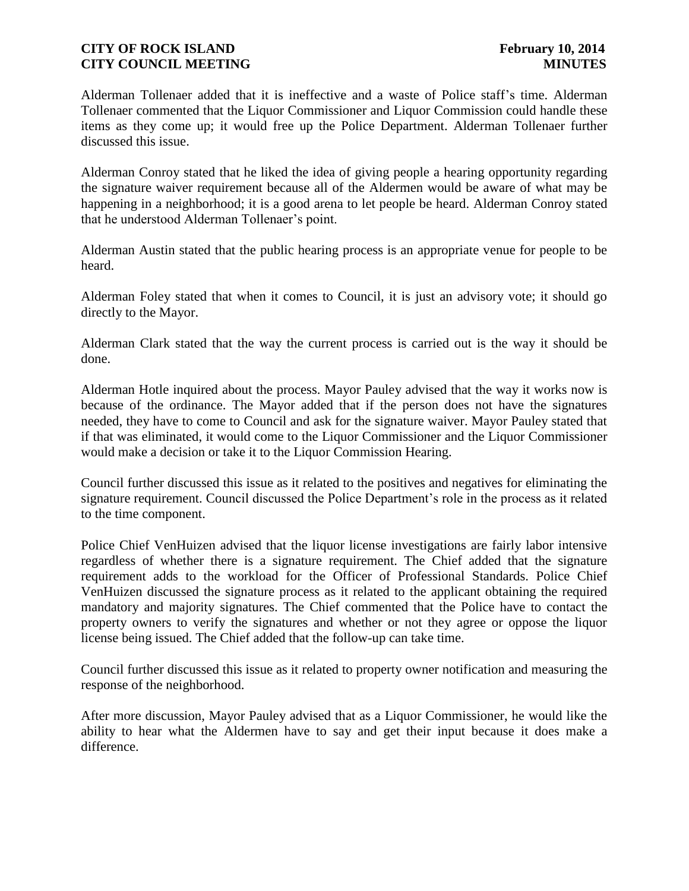Alderman Tollenaer added that it is ineffective and a waste of Police staff's time. Alderman Tollenaer commented that the Liquor Commissioner and Liquor Commission could handle these items as they come up; it would free up the Police Department. Alderman Tollenaer further discussed this issue.

Alderman Conroy stated that he liked the idea of giving people a hearing opportunity regarding the signature waiver requirement because all of the Aldermen would be aware of what may be happening in a neighborhood; it is a good arena to let people be heard. Alderman Conroy stated that he understood Alderman Tollenaer's point.

Alderman Austin stated that the public hearing process is an appropriate venue for people to be heard.

Alderman Foley stated that when it comes to Council, it is just an advisory vote; it should go directly to the Mayor.

Alderman Clark stated that the way the current process is carried out is the way it should be done.

Alderman Hotle inquired about the process. Mayor Pauley advised that the way it works now is because of the ordinance. The Mayor added that if the person does not have the signatures needed, they have to come to Council and ask for the signature waiver. Mayor Pauley stated that if that was eliminated, it would come to the Liquor Commissioner and the Liquor Commissioner would make a decision or take it to the Liquor Commission Hearing.

Council further discussed this issue as it related to the positives and negatives for eliminating the signature requirement. Council discussed the Police Department's role in the process as it related to the time component.

Police Chief VenHuizen advised that the liquor license investigations are fairly labor intensive regardless of whether there is a signature requirement. The Chief added that the signature requirement adds to the workload for the Officer of Professional Standards. Police Chief VenHuizen discussed the signature process as it related to the applicant obtaining the required mandatory and majority signatures. The Chief commented that the Police have to contact the property owners to verify the signatures and whether or not they agree or oppose the liquor license being issued. The Chief added that the follow-up can take time.

Council further discussed this issue as it related to property owner notification and measuring the response of the neighborhood.

After more discussion, Mayor Pauley advised that as a Liquor Commissioner, he would like the ability to hear what the Aldermen have to say and get their input because it does make a difference.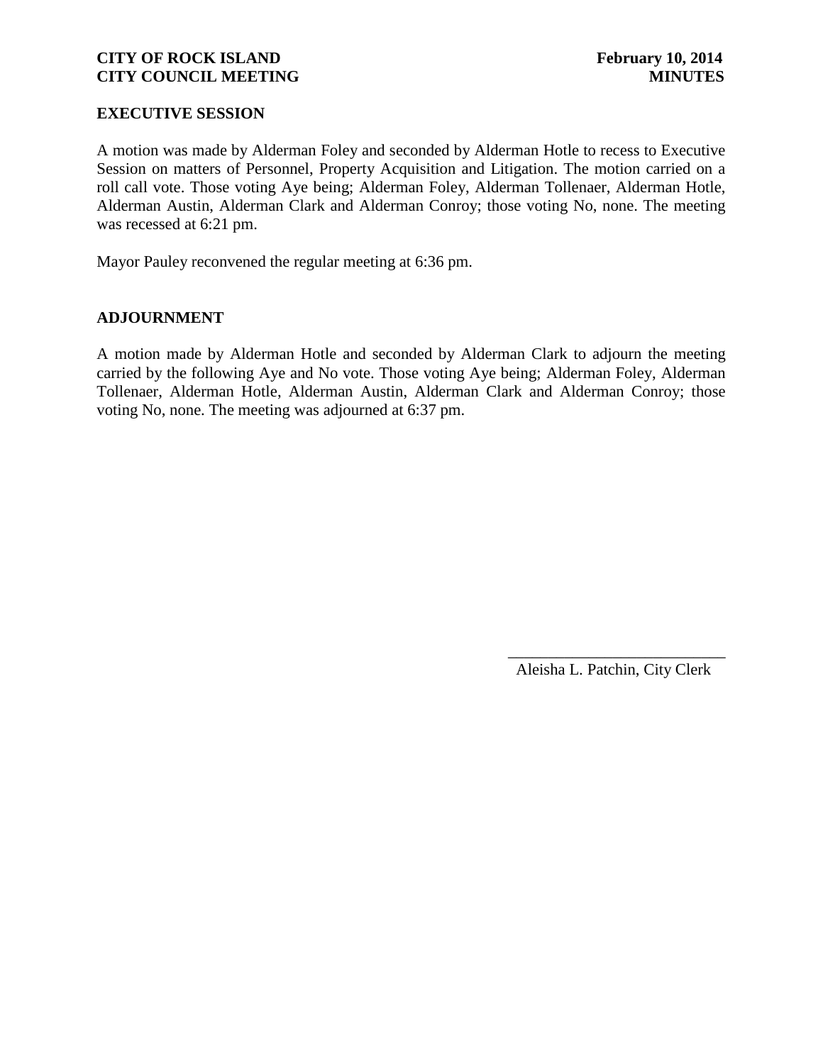## EXECUTIVE SESSION

A motion was made by Alderman Foley and seconded by Alderman Hotle to recess to Executive Session on matters of Personnel, Property Acquisition and Litigation. The motion carried on a roll call vote. Those voting Aye being; Alderman Foley, Alderman Tollenaer, Alderman Hotle, Alderman Austin, Alderman Clark and Alderman Conroy; those voting No, none. The meeting was recessed at 6:21 pm.

Mayor Pauley reconvened the regular meeting at 6:36 pm.

## ADJOURNMENT

A motion made by Alderman Hotle and seconded by Alderman Clark to adjourn the meeting carried by the following Aye and No vote. Those voting Aye being; Alderman Foley, Alderman Tollenaer, Alderman Hotle, Alderman Austin, Alderman Clark and Alderman Conroy; those voting No, none. The meeting was adjourned at 6:37 pm.

\_\_\_\_\_\_\_\_\_\_\_\_\_\_\_\_\_\_\_\_\_\_\_\_\_\_\_\_

Aleisha L. Patchin, City Clerk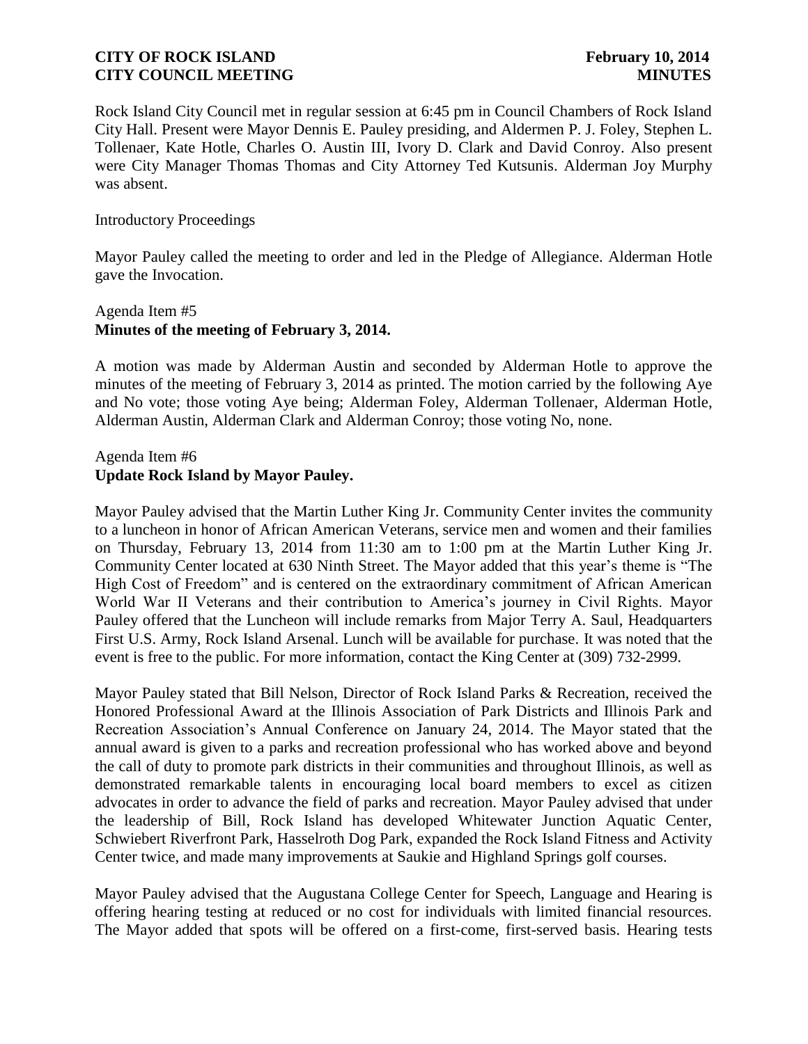Rock Island City Council met in regular session at 6:45 pm in Council Chambers of Rock Island City Hall. Present were Mayor Dennis E. Pauley presiding, and Aldermen P. J. Foley, Stephen L. Tollenaer, Kate Hotle, Charles O. Austin III, Ivory D. Clark and David Conroy. Also present were City Manager Thomas Thomas and City Attorney Ted Kutsunis. Alderman Joy Murphy was absent.

Introductory Proceedings

Mayor Pauley called the meeting to order and led in the Pledge of Allegiance. Alderman Hotle gave the Invocation.

Agenda Item #5
**Minutes of the meeting of February 3, 2014.**

A motion was made by Alderman Austin and seconded by Alderman Hotle to approve the minutes of the meeting of February 3, 2014 as printed. The motion carried by the following Aye and No vote; those voting Aye being; Alderman Foley, Alderman Tollenaer, Alderman Hotle, Alderman Austin, Alderman Clark and Alderman Conroy; those voting No, none.

Agenda Item #6
**Update Rock Island by Mayor Pauley.**

Mayor Pauley advised that the Martin Luther King Jr. Community Center invites the community to a luncheon in honor of African American Veterans, service men and women and their families on Thursday, February 13, 2014 from 11:30 am to 1:00 pm at the Martin Luther King Jr. Community Center located at 630 Ninth Street. The Mayor added that this year's theme is "The High Cost of Freedom" and is centered on the extraordinary commitment of African American World War II Veterans and their contribution to America's journey in Civil Rights. Mayor Pauley offered that the Luncheon will include remarks from Major Terry A. Saul, Headquarters First U.S. Army, Rock Island Arsenal. Lunch will be available for purchase. It was noted that the event is free to the public. For more information, contact the King Center at (309) 732-2999.

Mayor Pauley stated that Bill Nelson, Director of Rock Island Parks & Recreation, received the Honored Professional Award at the Illinois Association of Park Districts and Illinois Park and Recreation Association's Annual Conference on January 24, 2014. The Mayor stated that the annual award is given to a parks and recreation professional who has worked above and beyond the call of duty to promote park districts in their communities and throughout Illinois, as well as demonstrated remarkable talents in encouraging local board members to excel as citizen advocates in order to advance the field of parks and recreation. Mayor Pauley advised that under the leadership of Bill, Rock Island has developed Whitewater Junction Aquatic Center, Schwiebert Riverfront Park, Hasselroth Dog Park, expanded the Rock Island Fitness and Activity Center twice, and made many improvements at Saukie and Highland Springs golf courses.

Mayor Pauley advised that the Augustana College Center for Speech, Language and Hearing is offering hearing testing at reduced or no cost for individuals with limited financial resources. The Mayor added that spots will be offered on a first-come, first-served basis. Hearing tests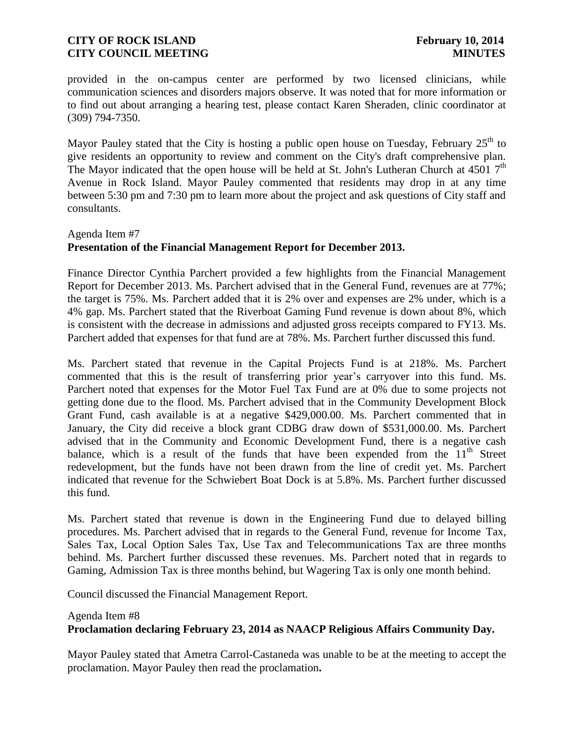provided in the on-campus center are performed by two licensed clinicians, while communication sciences and disorders majors observe. It was noted that for more information or to find out about arranging a hearing test, please contact Karen Sheraden, clinic coordinator at (309) 794-7350.

Mayor Pauley stated that the City is hosting a public open house on Tuesday, February 25th to give residents an opportunity to review and comment on the City's draft comprehensive plan. The Mayor indicated that the open house will be held at St. John's Lutheran Church at 4501 7th Avenue in Rock Island. Mayor Pauley commented that residents may drop in at any time between 5:30 pm and 7:30 pm to learn more about the project and ask questions of City staff and consultants.

Agenda Item #7
**Presentation of the Financial Management Report for December 2013.**

Finance Director Cynthia Parchert provided a few highlights from the Financial Management Report for December 2013. Ms. Parchert advised that in the General Fund, revenues are at 77%; the target is 75%. Ms. Parchert added that it is 2% over and expenses are 2% under, which is a 4% gap. Ms. Parchert stated that the Riverboat Gaming Fund revenue is down about 8%, which is consistent with the decrease in admissions and adjusted gross receipts compared to FY13. Ms. Parchert added that expenses for that fund are at 78%. Ms. Parchert further discussed this fund.

Ms. Parchert stated that revenue in the Capital Projects Fund is at 218%. Ms. Parchert commented that this is the result of transferring prior year's carryover into this fund. Ms. Parchert noted that expenses for the Motor Fuel Tax Fund are at 0% due to some projects not getting done due to the flood. Ms. Parchert advised that in the Community Development Block Grant Fund, cash available is at a negative $429,000.00. Ms. Parchert commented that in January, the City did receive a block grant CDBG draw down of $531,000.00. Ms. Parchert advised that in the Community and Economic Development Fund, there is a negative cash balance, which is a result of the funds that have been expended from the 11th Street redevelopment, but the funds have not been drawn from the line of credit yet. Ms. Parchert indicated that revenue for the Schwiebert Boat Dock is at 5.8%. Ms. Parchert further discussed this fund.

Ms. Parchert stated that revenue is down in the Engineering Fund due to delayed billing procedures. Ms. Parchert advised that in regards to the General Fund, revenue for Income Tax, Sales Tax, Local Option Sales Tax, Use Tax and Telecommunications Tax are three months behind. Ms. Parchert further discussed these revenues. Ms. Parchert noted that in regards to Gaming, Admission Tax is three months behind, but Wagering Tax is only one month behind.

Council discussed the Financial Management Report.

Agenda Item #8
**Proclamation declaring February 23, 2014 as NAACP Religious Affairs Community Day.**

Mayor Pauley stated that Ametra Carrol-Castaneda was unable to be at the meeting to accept the proclamation. Mayor Pauley then read the proclamation.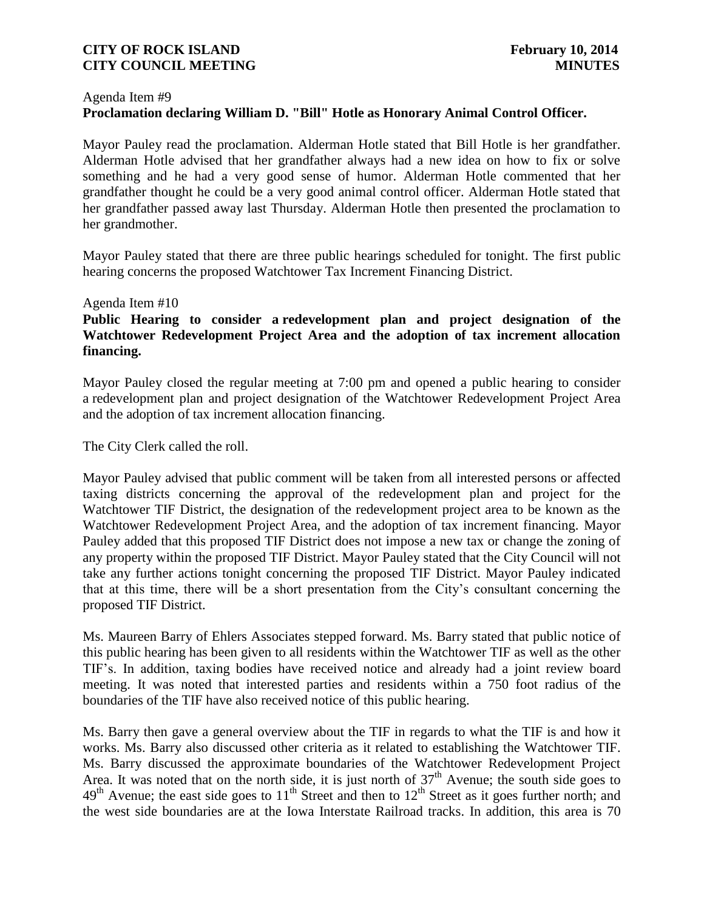Agenda Item #9

**Proclamation declaring William D. "Bill" Hotle as Honorary Animal Control Officer.**

Mayor Pauley read the proclamation. Alderman Hotle stated that Bill Hotle is her grandfather. Alderman Hotle advised that her grandfather always had a new idea on how to fix or solve something and he had a very good sense of humor. Alderman Hotle commented that her grandfather thought he could be a very good animal control officer. Alderman Hotle stated that her grandfather passed away last Thursday. Alderman Hotle then presented the proclamation to her grandmother.

Mayor Pauley stated that there are three public hearings scheduled for tonight. The first public hearing concerns the proposed Watchtower Tax Increment Financing District.

Agenda Item #10

**Public Hearing to consider a redevelopment plan and project designation of the Watchtower Redevelopment Project Area and the adoption of tax increment allocation financing.**

Mayor Pauley closed the regular meeting at 7:00 pm and opened a public hearing to consider a redevelopment plan and project designation of the Watchtower Redevelopment Project Area and the adoption of tax increment allocation financing.

The City Clerk called the roll.

Mayor Pauley advised that public comment will be taken from all interested persons or affected taxing districts concerning the approval of the redevelopment plan and project for the Watchtower TIF District, the designation of the redevelopment project area to be known as the Watchtower Redevelopment Project Area, and the adoption of tax increment financing. Mayor Pauley added that this proposed TIF District does not impose a new tax or change the zoning of any property within the proposed TIF District. Mayor Pauley stated that the City Council will not take any further actions tonight concerning the proposed TIF District. Mayor Pauley indicated that at this time, there will be a short presentation from the City's consultant concerning the proposed TIF District.

Ms. Maureen Barry of Ehlers Associates stepped forward. Ms. Barry stated that public notice of this public hearing has been given to all residents within the Watchtower TIF as well as the other TIF's. In addition, taxing bodies have received notice and already had a joint review board meeting. It was noted that interested parties and residents within a 750 foot radius of the boundaries of the TIF have also received notice of this public hearing.

Ms. Barry then gave a general overview about the TIF in regards to what the TIF is and how it works. Ms. Barry also discussed other criteria as it related to establishing the Watchtower TIF. Ms. Barry discussed the approximate boundaries of the Watchtower Redevelopment Project Area. It was noted that on the north side, it is just north of 37th Avenue; the south side goes to 49th Avenue; the east side goes to 11th Street and then to 12th Street as it goes further north; and the west side boundaries are at the Iowa Interstate Railroad tracks. In addition, this area is 70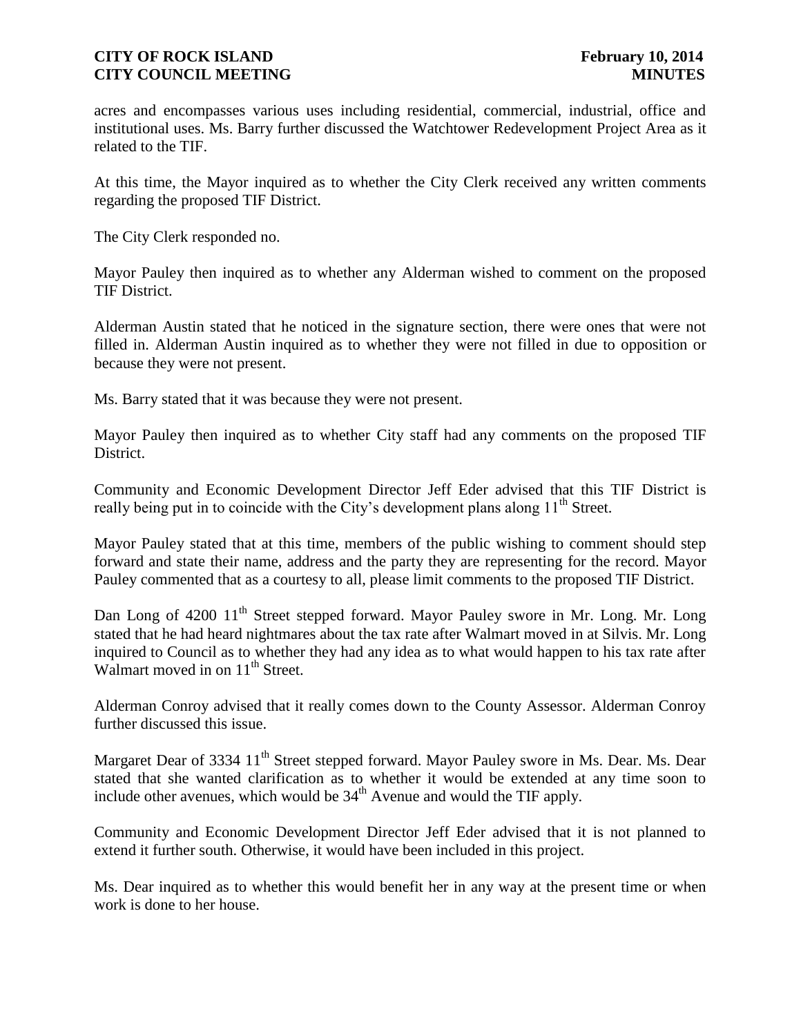acres and encompasses various uses including residential, commercial, industrial, office and institutional uses. Ms. Barry further discussed the Watchtower Redevelopment Project Area as it related to the TIF.

At this time, the Mayor inquired as to whether the City Clerk received any written comments regarding the proposed TIF District.

The City Clerk responded no.

Mayor Pauley then inquired as to whether any Alderman wished to comment on the proposed TIF District.

Alderman Austin stated that he noticed in the signature section, there were ones that were not filled in. Alderman Austin inquired as to whether they were not filled in due to opposition or because they were not present.

Ms. Barry stated that it was because they were not present.

Mayor Pauley then inquired as to whether City staff had any comments on the proposed TIF District.

Community and Economic Development Director Jeff Eder advised that this TIF District is really being put in to coincide with the City's development plans along 11th Street.

Mayor Pauley stated that at this time, members of the public wishing to comment should step forward and state their name, address and the party they are representing for the record. Mayor Pauley commented that as a courtesy to all, please limit comments to the proposed TIF District.

Dan Long of 4200 11th Street stepped forward. Mayor Pauley swore in Mr. Long. Mr. Long stated that he had heard nightmares about the tax rate after Walmart moved in at Silvis. Mr. Long inquired to Council as to whether they had any idea as to what would happen to his tax rate after Walmart moved in on 11th Street.

Alderman Conroy advised that it really comes down to the County Assessor. Alderman Conroy further discussed this issue.

Margaret Dear of 3334 11th Street stepped forward. Mayor Pauley swore in Ms. Dear. Ms. Dear stated that she wanted clarification as to whether it would be extended at any time soon to include other avenues, which would be 34th Avenue and would the TIF apply.

Community and Economic Development Director Jeff Eder advised that it is not planned to extend it further south. Otherwise, it would have been included in this project.

Ms. Dear inquired as to whether this would benefit her in any way at the present time or when work is done to her house.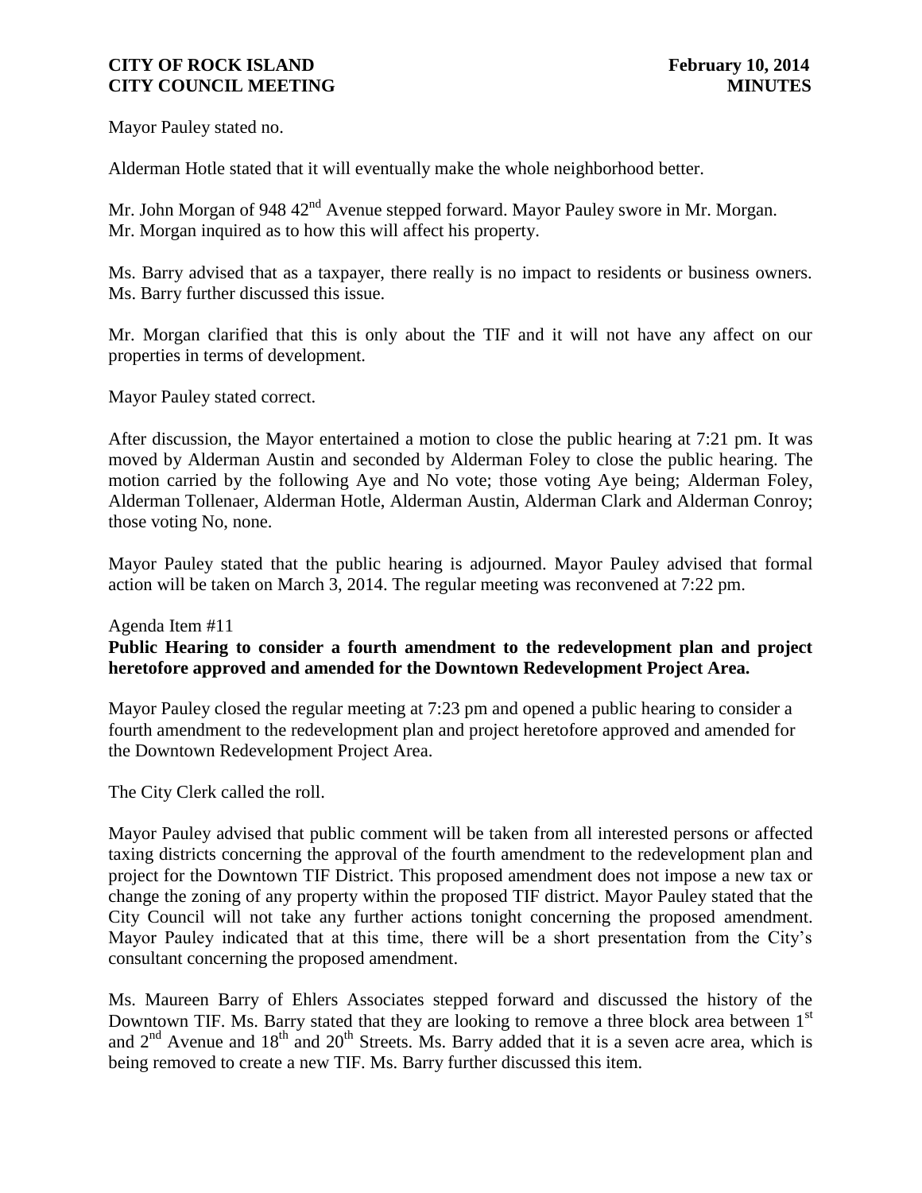Mayor Pauley stated no.

Alderman Hotle stated that it will eventually make the whole neighborhood better.

Mr. John Morgan of 948 42nd Avenue stepped forward. Mayor Pauley swore in Mr. Morgan. Mr. Morgan inquired as to how this will affect his property.

Ms. Barry advised that as a taxpayer, there really is no impact to residents or business owners. Ms. Barry further discussed this issue.

Mr. Morgan clarified that this is only about the TIF and it will not have any affect on our properties in terms of development.

Mayor Pauley stated correct.

After discussion, the Mayor entertained a motion to close the public hearing at 7:21 pm. It was moved by Alderman Austin and seconded by Alderman Foley to close the public hearing. The motion carried by the following Aye and No vote; those voting Aye being; Alderman Foley, Alderman Tollenaer, Alderman Hotle, Alderman Austin, Alderman Clark and Alderman Conroy; those voting No, none.

Mayor Pauley stated that the public hearing is adjourned. Mayor Pauley advised that formal action will be taken on March 3, 2014. The regular meeting was reconvened at 7:22 pm.

Agenda Item #11

**Public Hearing to consider a fourth amendment to the redevelopment plan and project heretofore approved and amended for the Downtown Redevelopment Project Area.**

Mayor Pauley closed the regular meeting at 7:23 pm and opened a public hearing to consider a fourth amendment to the redevelopment plan and project heretofore approved and amended for the Downtown Redevelopment Project Area.

The City Clerk called the roll.

Mayor Pauley advised that public comment will be taken from all interested persons or affected taxing districts concerning the approval of the fourth amendment to the redevelopment plan and project for the Downtown TIF District. This proposed amendment does not impose a new tax or change the zoning of any property within the proposed TIF district. Mayor Pauley stated that the City Council will not take any further actions tonight concerning the proposed amendment. Mayor Pauley indicated that at this time, there will be a short presentation from the City's consultant concerning the proposed amendment.

Ms. Maureen Barry of Ehlers Associates stepped forward and discussed the history of the Downtown TIF. Ms. Barry stated that they are looking to remove a three block area between 1st and 2nd Avenue and 18th and 20th Streets. Ms. Barry added that it is a seven acre area, which is being removed to create a new TIF. Ms. Barry further discussed this item.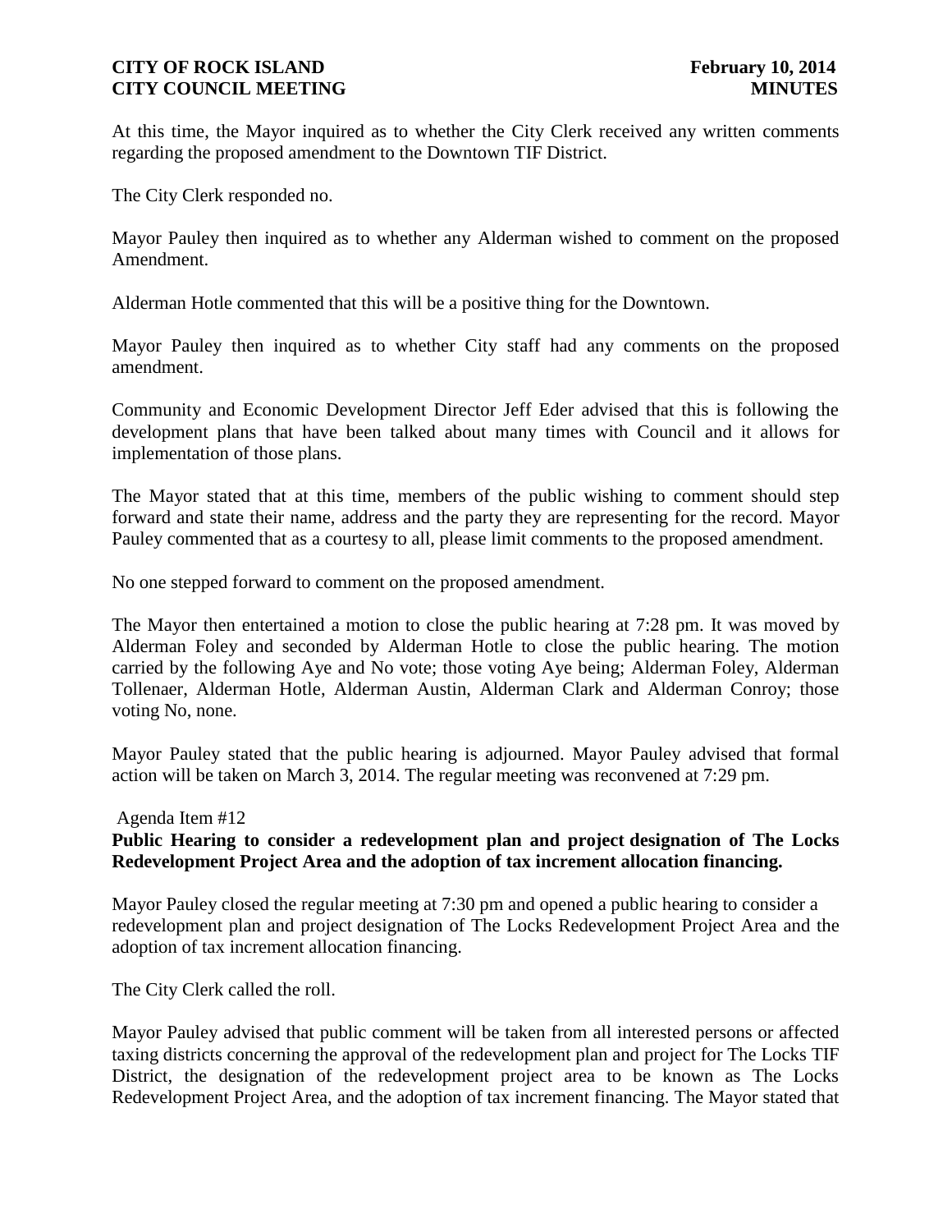At this time, the Mayor inquired as to whether the City Clerk received any written comments regarding the proposed amendment to the Downtown TIF District.

The City Clerk responded no.

Mayor Pauley then inquired as to whether any Alderman wished to comment on the proposed Amendment.

Alderman Hotle commented that this will be a positive thing for the Downtown.

Mayor Pauley then inquired as to whether City staff had any comments on the proposed amendment.

Community and Economic Development Director Jeff Eder advised that this is following the development plans that have been talked about many times with Council and it allows for implementation of those plans.

The Mayor stated that at this time, members of the public wishing to comment should step forward and state their name, address and the party they are representing for the record. Mayor Pauley commented that as a courtesy to all, please limit comments to the proposed amendment.

No one stepped forward to comment on the proposed amendment.

The Mayor then entertained a motion to close the public hearing at 7:28 pm. It was moved by Alderman Foley and seconded by Alderman Hotle to close the public hearing. The motion carried by the following Aye and No vote; those voting Aye being; Alderman Foley, Alderman Tollenaer, Alderman Hotle, Alderman Austin, Alderman Clark and Alderman Conroy; those voting No, none.

Mayor Pauley stated that the public hearing is adjourned. Mayor Pauley advised that formal action will be taken on March 3, 2014. The regular meeting was reconvened at 7:29 pm.

Agenda Item #12

**Public Hearing to consider a redevelopment plan and project designation of The Locks Redevelopment Project Area and the adoption of tax increment allocation financing.**

Mayor Pauley closed the regular meeting at 7:30 pm and opened a public hearing to consider a redevelopment plan and project designation of The Locks Redevelopment Project Area and the adoption of tax increment allocation financing.

The City Clerk called the roll.

Mayor Pauley advised that public comment will be taken from all interested persons or affected taxing districts concerning the approval of the redevelopment plan and project for The Locks TIF District, the designation of the redevelopment project area to be known as The Locks Redevelopment Project Area, and the adoption of tax increment financing. The Mayor stated that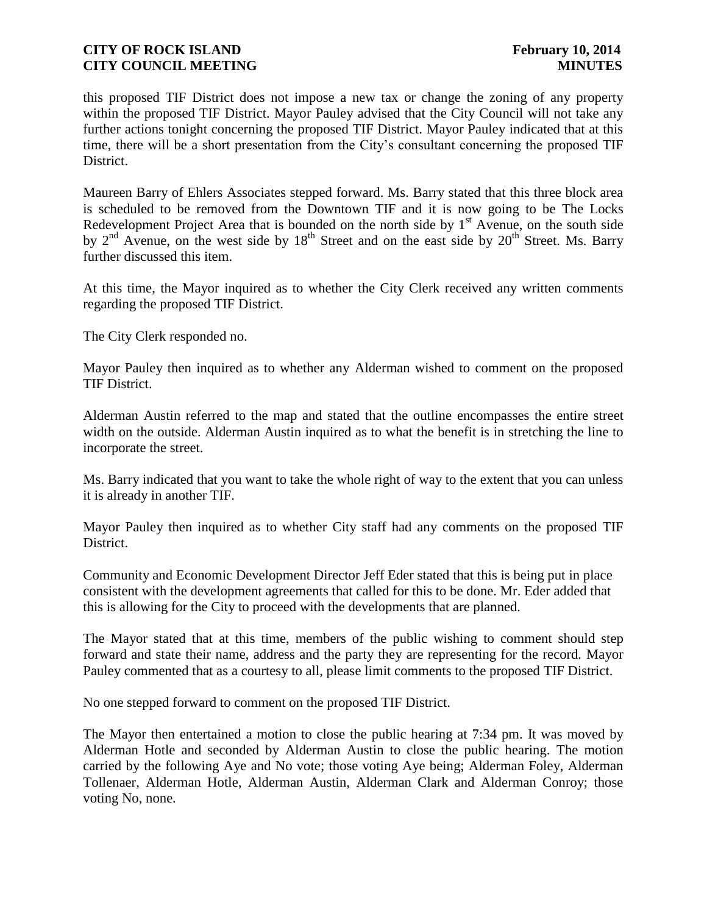this proposed TIF District does not impose a new tax or change the zoning of any property within the proposed TIF District. Mayor Pauley advised that the City Council will not take any further actions tonight concerning the proposed TIF District. Mayor Pauley indicated that at this time, there will be a short presentation from the City's consultant concerning the proposed TIF District.

Maureen Barry of Ehlers Associates stepped forward. Ms. Barry stated that this three block area is scheduled to be removed from the Downtown TIF and it is now going to be The Locks Redevelopment Project Area that is bounded on the north side by 1st Avenue, on the south side by 2nd Avenue, on the west side by 18th Street and on the east side by 20th Street. Ms. Barry further discussed this item.

At this time, the Mayor inquired as to whether the City Clerk received any written comments regarding the proposed TIF District.

The City Clerk responded no.

Mayor Pauley then inquired as to whether any Alderman wished to comment on the proposed TIF District.

Alderman Austin referred to the map and stated that the outline encompasses the entire street width on the outside. Alderman Austin inquired as to what the benefit is in stretching the line to incorporate the street.

Ms. Barry indicated that you want to take the whole right of way to the extent that you can unless it is already in another TIF.

Mayor Pauley then inquired as to whether City staff had any comments on the proposed TIF District.

Community and Economic Development Director Jeff Eder stated that this is being put in place consistent with the development agreements that called for this to be done. Mr. Eder added that this is allowing for the City to proceed with the developments that are planned.

The Mayor stated that at this time, members of the public wishing to comment should step forward and state their name, address and the party they are representing for the record. Mayor Pauley commented that as a courtesy to all, please limit comments to the proposed TIF District.

No one stepped forward to comment on the proposed TIF District.

The Mayor then entertained a motion to close the public hearing at 7:34 pm. It was moved by Alderman Hotle and seconded by Alderman Austin to close the public hearing. The motion carried by the following Aye and No vote; those voting Aye being; Alderman Foley, Alderman Tollenaer, Alderman Hotle, Alderman Austin, Alderman Clark and Alderman Conroy; those voting No, none.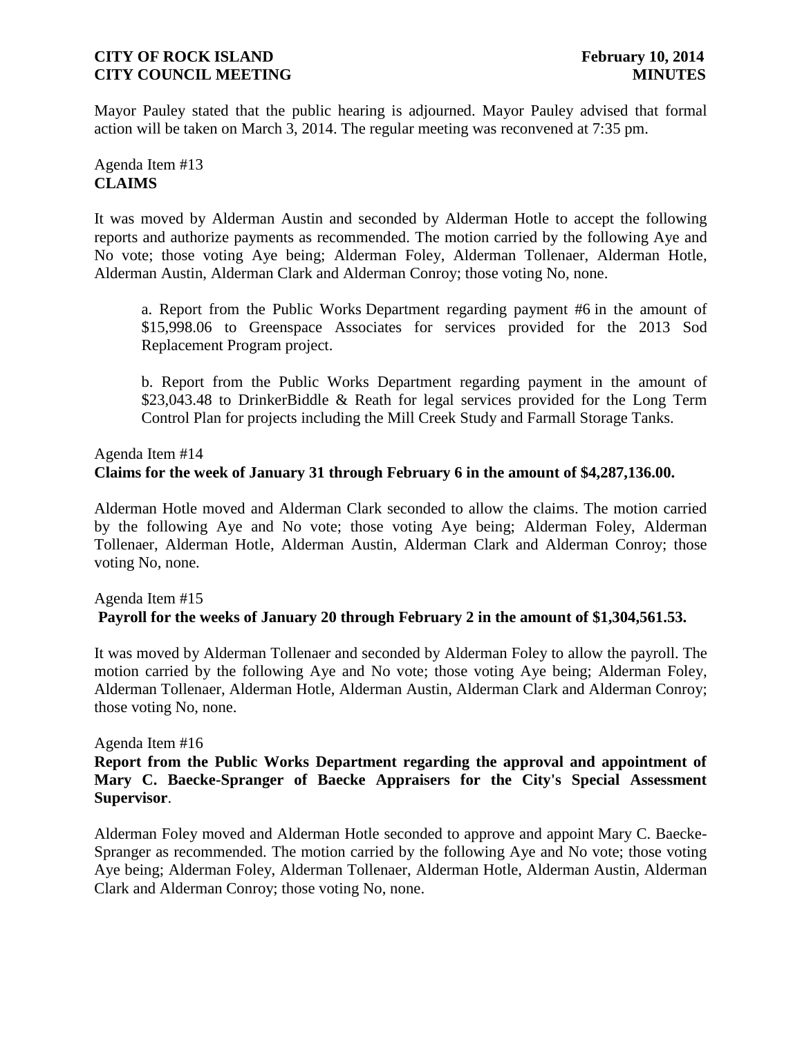Mayor Pauley stated that the public hearing is adjourned. Mayor Pauley advised that formal action will be taken on March 3, 2014. The regular meeting was reconvened at 7:35 pm.

Agenda Item #13
**CLAIMS**

It was moved by Alderman Austin and seconded by Alderman Hotle to accept the following reports and authorize payments as recommended. The motion carried by the following Aye and No vote; those voting Aye being; Alderman Foley, Alderman Tollenaer, Alderman Hotle, Alderman Austin, Alderman Clark and Alderman Conroy; those voting No, none.

a. Report from the Public Works Department regarding payment #6 in the amount of $15,998.06 to Greenspace Associates for services provided for the 2013 Sod Replacement Program project.

b. Report from the Public Works Department regarding payment in the amount of $23,043.48 to DrinkerBiddle & Reath for legal services provided for the Long Term Control Plan for projects including the Mill Creek Study and Farmall Storage Tanks.

Agenda Item #14
**Claims for the week of January 31 through February 6 in the amount of $4,287,136.00.**

Alderman Hotle moved and Alderman Clark seconded to allow the claims. The motion carried by the following Aye and No vote; those voting Aye being; Alderman Foley, Alderman Tollenaer, Alderman Hotle, Alderman Austin, Alderman Clark and Alderman Conroy; those voting No, none.

Agenda Item #15
**Payroll for the weeks of January 20 through February 2 in the amount of $1,304,561.53.**

It was moved by Alderman Tollenaer and seconded by Alderman Foley to allow the payroll. The motion carried by the following Aye and No vote; those voting Aye being; Alderman Foley, Alderman Tollenaer, Alderman Hotle, Alderman Austin, Alderman Clark and Alderman Conroy; those voting No, none.

Agenda Item #16
**Report from the Public Works Department regarding the approval and appointment of Mary C. Baecke-Spranger of Baecke Appraisers for the City's Special Assessment Supervisor**.

Alderman Foley moved and Alderman Hotle seconded to approve and appoint Mary C. Baecke-Spranger as recommended. The motion carried by the following Aye and No vote; those voting Aye being; Alderman Foley, Alderman Tollenaer, Alderman Hotle, Alderman Austin, Alderman Clark and Alderman Conroy; those voting No, none.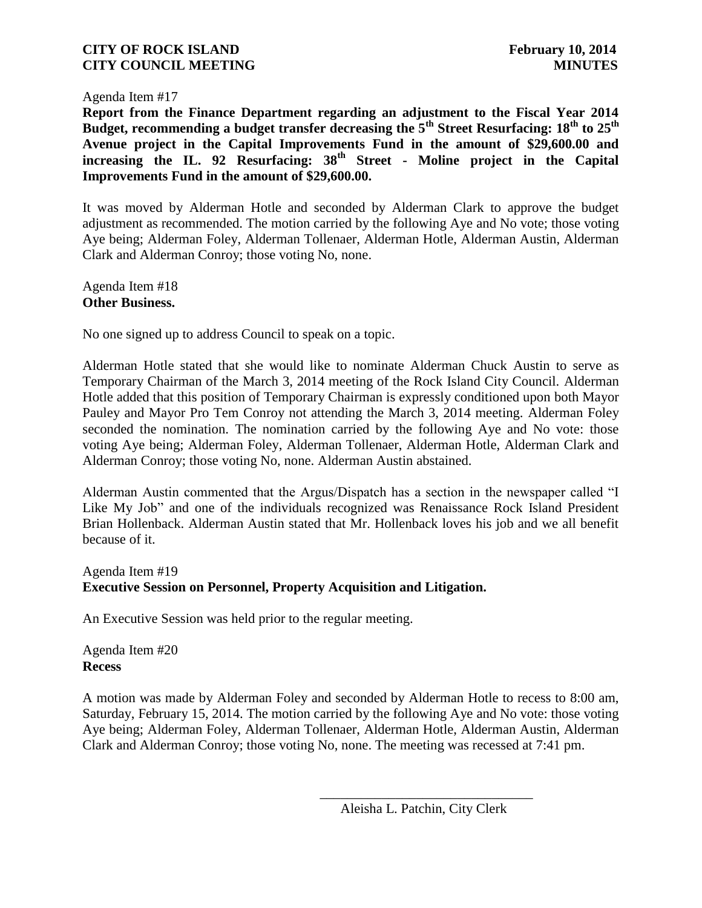Agenda Item #17

**Report from the Finance Department regarding an adjustment to the Fiscal Year 2014 Budget, recommending a budget transfer decreasing the 5th Street Resurfacing: 18th to 25th Avenue project in the Capital Improvements Fund in the amount of $29,600.00 and increasing the IL. 92 Resurfacing: 38th Street - Moline project in the Capital Improvements Fund in the amount of $29,600.00.**

It was moved by Alderman Hotle and seconded by Alderman Clark to approve the budget adjustment as recommended. The motion carried by the following Aye and No vote; those voting Aye being; Alderman Foley, Alderman Tollenaer, Alderman Hotle, Alderman Austin, Alderman Clark and Alderman Conroy; those voting No, none.

Agenda Item #18

**Other Business.**

No one signed up to address Council to speak on a topic.

Alderman Hotle stated that she would like to nominate Alderman Chuck Austin to serve as Temporary Chairman of the March 3, 2014 meeting of the Rock Island City Council. Alderman Hotle added that this position of Temporary Chairman is expressly conditioned upon both Mayor Pauley and Mayor Pro Tem Conroy not attending the March 3, 2014 meeting. Alderman Foley seconded the nomination. The nomination carried by the following Aye and No vote: those voting Aye being; Alderman Foley, Alderman Tollenaer, Alderman Hotle, Alderman Clark and Alderman Conroy; those voting No, none. Alderman Austin abstained.

Alderman Austin commented that the Argus/Dispatch has a section in the newspaper called "I Like My Job" and one of the individuals recognized was Renaissance Rock Island President Brian Hollenback. Alderman Austin stated that Mr. Hollenback loves his job and we all benefit because of it.

Agenda Item #19

**Executive Session on Personnel, Property Acquisition and Litigation.**

An Executive Session was held prior to the regular meeting.

Agenda Item #20

**Recess**

A motion was made by Alderman Foley and seconded by Alderman Hotle to recess to 8:00 am, Saturday, February 15, 2014. The motion carried by the following Aye and No vote: those voting Aye being; Alderman Foley, Alderman Tollenaer, Alderman Hotle, Alderman Austin, Alderman Clark and Alderman Conroy; those voting No, none. The meeting was recessed at 7:41 pm.

\_\_\_\_\_\_\_\_\_\_\_\_\_\_\_\_\_\_\_\_\_\_\_\_\_\_\_\_\_\_\_\_

Aleisha L. Patchin, City Clerk